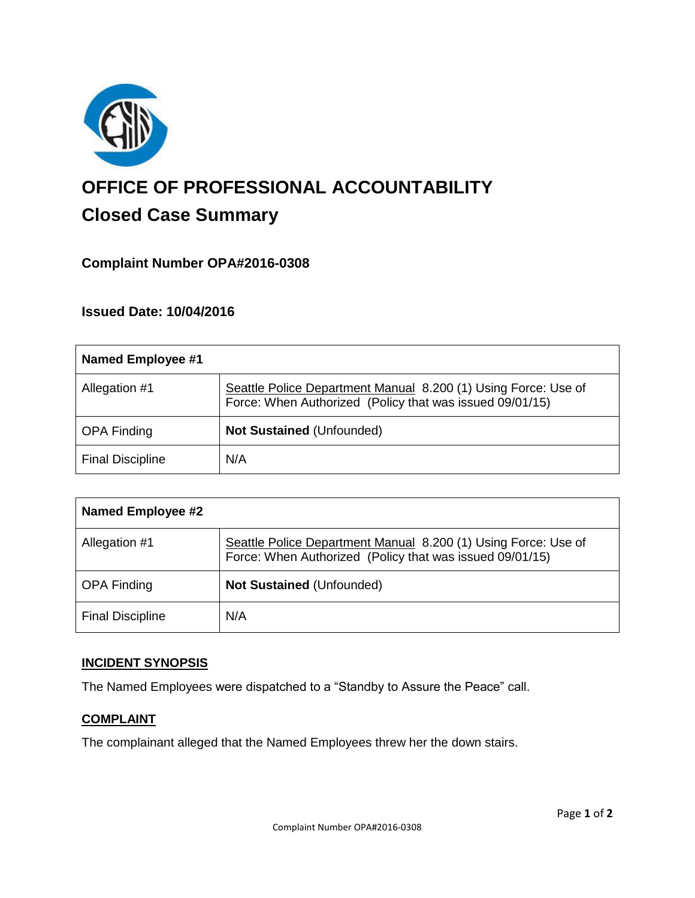# OFFICE OF PROFESSIONAL ACCOUNTABILITY

## Closed Case Summary

### Complaint Number OPA#2016-0308

### Issued Date: 10/04/2016

| Named Employee #1 | |
|---|---|
| Allegation #1 | Seattle Police Department Manual 8.200 (1) Using Force: Use of Force: When Authorized (Policy that was issued 09/01/15) |
| OPA Finding | **Not Sustained** (Unfounded) |
| Final Discipline | N/A |

| Named Employee #2 | |
|---|---|
| Allegation #1 | Seattle Police Department Manual 8.200 (1) Using Force: Use of Force: When Authorized (Policy that was issued 09/01/15) |
| OPA Finding | **Not Sustained** (Unfounded) |
| Final Discipline | N/A |

## INCIDENT SYNOPSIS

The Named Employees were dispatched to a "Standby to Assure the Peace" call.

## COMPLAINT

The complainant alleged that the Named Employees threw her the down stairs.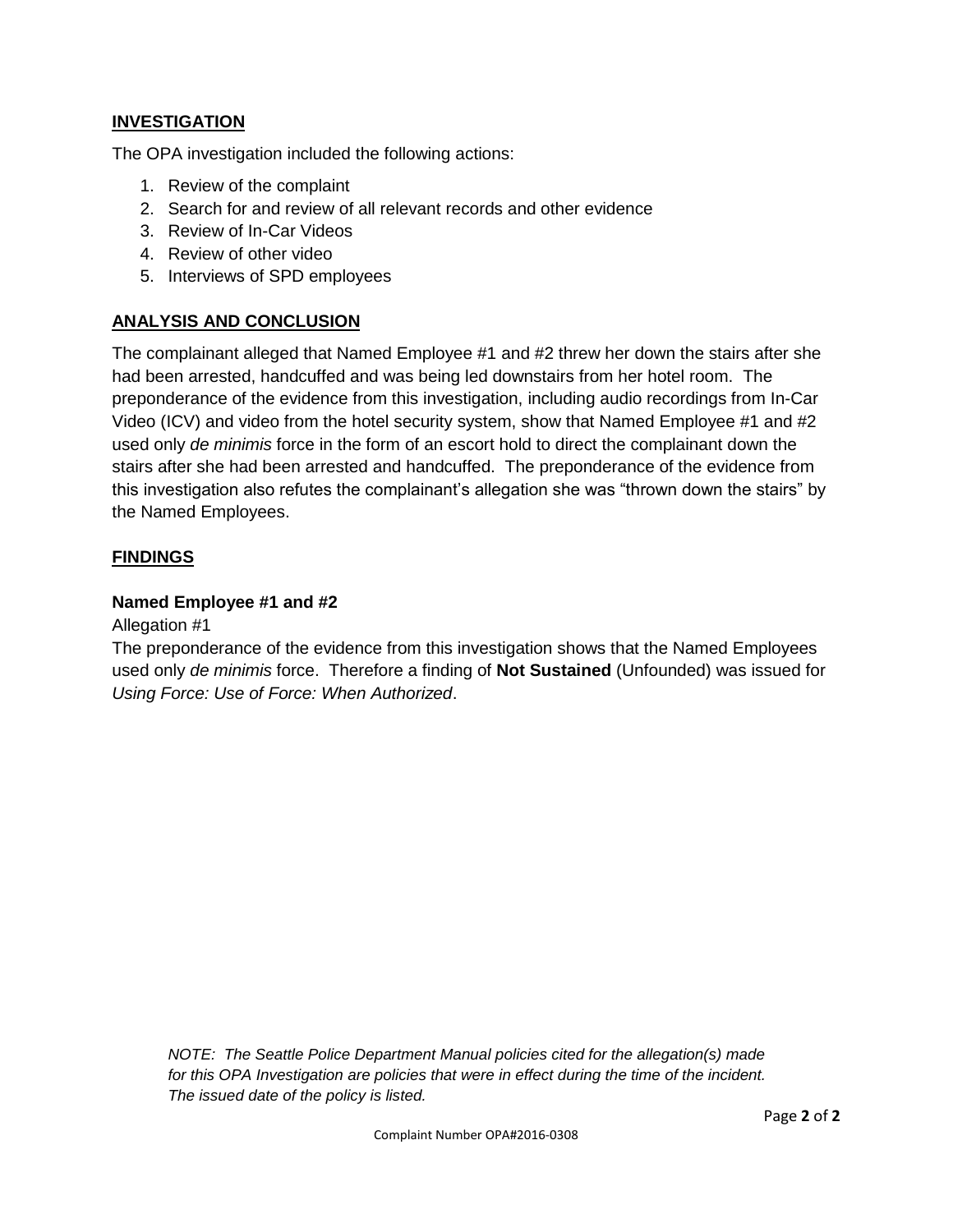## INVESTIGATION

The OPA investigation included the following actions:

1. Review of the complaint
2. Search for and review of all relevant records and other evidence
3. Review of In-Car Videos
4. Review of other video
5. Interviews of SPD employees

## ANALYSIS AND CONCLUSION

The complainant alleged that Named Employee #1 and #2 threw her down the stairs after she had been arrested, handcuffed and was being led downstairs from her hotel room. The preponderance of the evidence from this investigation, including audio recordings from In-Car Video (ICV) and video from the hotel security system, show that Named Employee #1 and #2 used only *de minimis* force in the form of an escort hold to direct the complainant down the stairs after she had been arrested and handcuffed. The preponderance of the evidence from this investigation also refutes the complainant's allegation she was "thrown down the stairs" by the Named Employees.

## FINDINGS

**Named Employee #1 and #2**

Allegation #1

The preponderance of the evidence from this investigation shows that the Named Employees used only *de minimis* force. Therefore a finding of **Not Sustained** (Unfounded) was issued for *Using Force: Use of Force: When Authorized*.

*NOTE: The Seattle Police Department Manual policies cited for the allegation(s) made for this OPA Investigation are policies that were in effect during the time of the incident. The issued date of the policy is listed.*

Complaint Number OPA#2016-0308